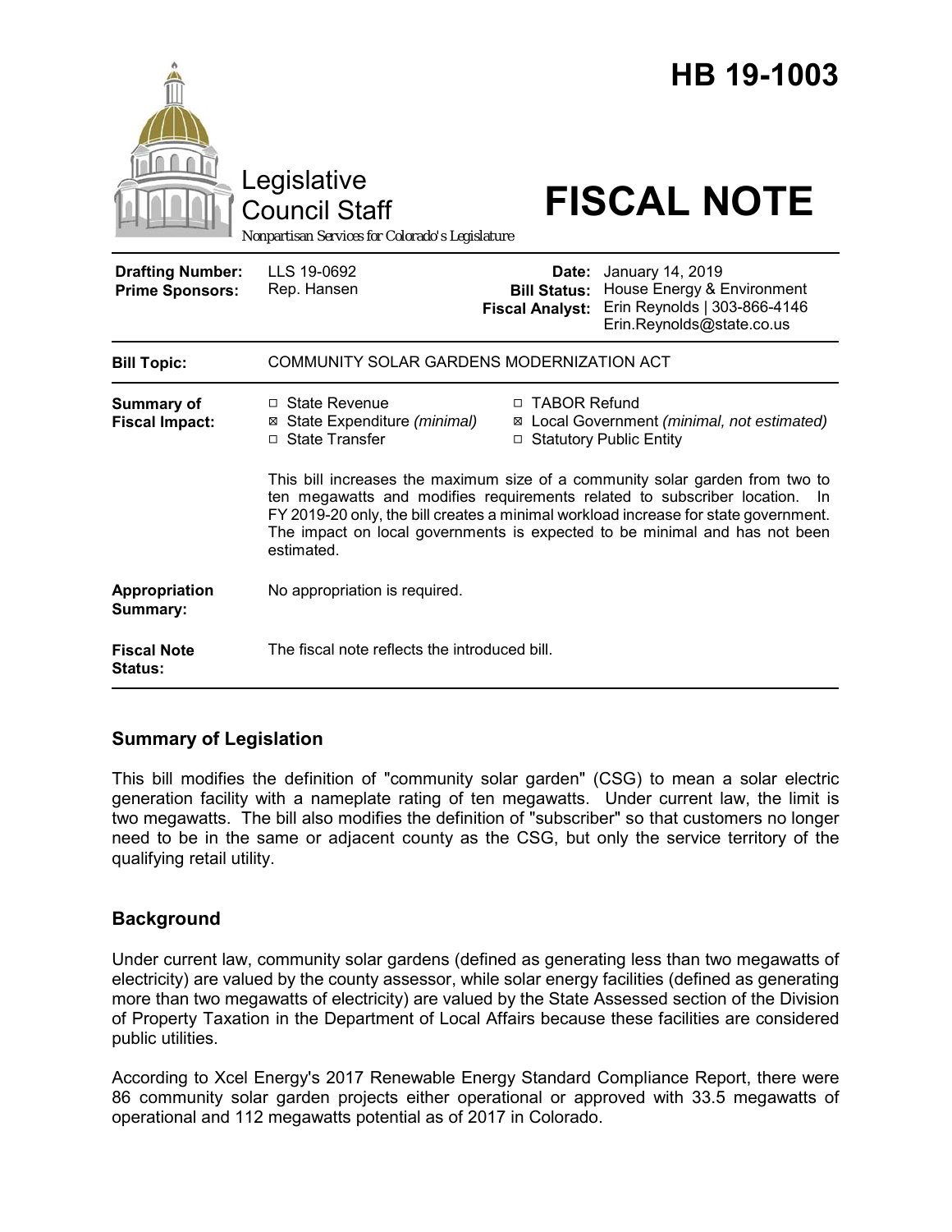# HB 19-1003

Legislative Council Staff

*Nonpartisan Services for Colorado's Legislature*

# FISCAL NOTE

| | | | |
|---|---|---|---|
| **Drafting Number:** | LLS 19-0692 | **Date:** | January 14, 2019 |
| **Prime Sponsors:** | Rep. Hansen | **Bill Status:** | House Energy & Environment |
| | | **Fiscal Analyst:** | Erin Reynolds \| 303-866-4146 Erin.Reynolds@state.co.us |

| | |
|---|---|
| **Bill Topic:** | COMMUNITY SOLAR GARDENS MODERNIZATION ACT |
| **Summary of Fiscal Impact:** | ☐ State Revenue ☒ State Expenditure *(minimal)* ☐ State Transfer ☐ TABOR Refund ☒ Local Government *(minimal, not estimated)* ☐ Statutory Public Entity<br><br>This bill increases the maximum size of a community solar garden from two to ten megawatts and modifies requirements related to subscriber location. In FY 2019-20 only, the bill creates a minimal workload increase for state government. The impact on local governments is expected to be minimal and has not been estimated. |
| **Appropriation Summary:** | No appropriation is required. |
| **Fiscal Note Status:** | The fiscal note reflects the introduced bill. |

## Summary of Legislation

This bill modifies the definition of "community solar garden" (CSG) to mean a solar electric generation facility with a nameplate rating of ten megawatts. Under current law, the limit is two megawatts. The bill also modifies the definition of "subscriber" so that customers no longer need to be in the same or adjacent county as the CSG, but only the service territory of the qualifying retail utility.

## Background

Under current law, community solar gardens (defined as generating less than two megawatts of electricity) are valued by the county assessor, while solar energy facilities (defined as generating more than two megawatts of electricity) are valued by the State Assessed section of the Division of Property Taxation in the Department of Local Affairs because these facilities are considered public utilities.

According to Xcel Energy's 2017 Renewable Energy Standard Compliance Report, there were 86 community solar garden projects either operational or approved with 33.5 megawatts of operational and 112 megawatts potential as of 2017 in Colorado.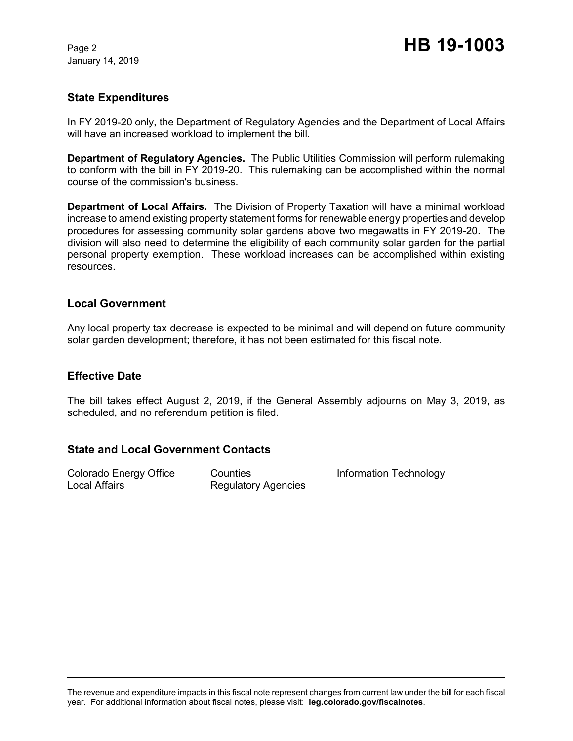## State Expenditures

In FY 2019-20 only, the Department of Regulatory Agencies and the Department of Local Affairs will have an increased workload to implement the bill.

**Department of Regulatory Agencies.** The Public Utilities Commission will perform rulemaking to conform with the bill in FY 2019-20. This rulemaking can be accomplished within the normal course of the commission's business.

**Department of Local Affairs.** The Division of Property Taxation will have a minimal workload increase to amend existing property statement forms for renewable energy properties and develop procedures for assessing community solar gardens above two megawatts in FY 2019-20. The division will also need to determine the eligibility of each community solar garden for the partial personal property exemption. These workload increases can be accomplished within existing resources.

## Local Government

Any local property tax decrease is expected to be minimal and will depend on future community solar garden development; therefore, it has not been estimated for this fiscal note.

## Effective Date

The bill takes effect August 2, 2019, if the General Assembly adjourns on May 3, 2019, as scheduled, and no referendum petition is filed.

## State and Local Government Contacts

| | | |
|---|---|---|
| Colorado Energy Office | Counties | Information Technology |
| Local Affairs | Regulatory Agencies | |

The revenue and expenditure impacts in this fiscal note represent changes from current law under the bill for each fiscal year. For additional information about fiscal notes, please visit: **leg.colorado.gov/fiscalnotes**.